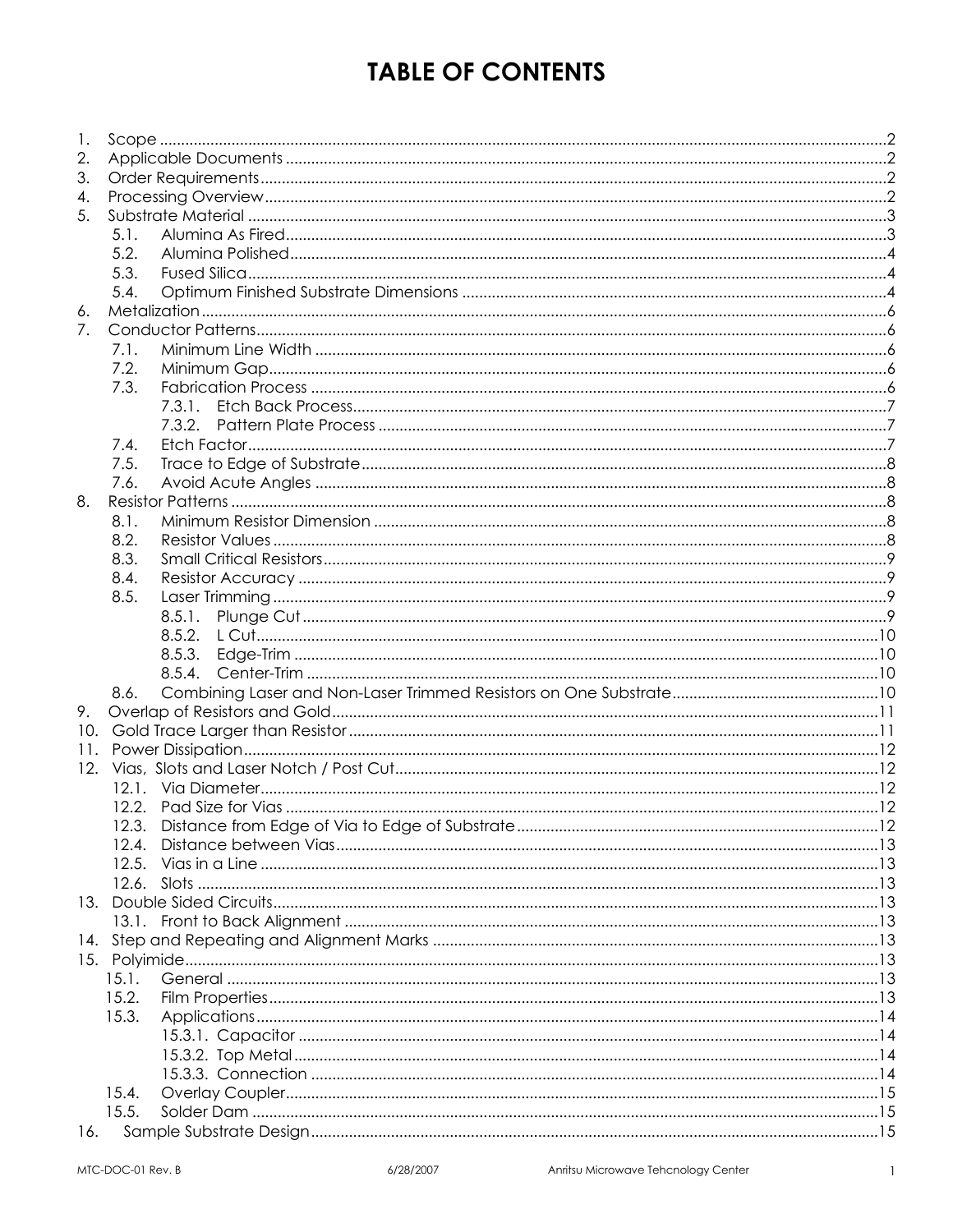# TABLE OF CONTENTS

1. Scope ..... 2
2. Applicable Documents ..... 2
3. Order Requirements ..... 2
4. Processing Overview ..... 2
5. Substrate Material ..... 3
   - 5.1. Alumina As Fired ..... 3
   - 5.2. Alumina Polished ..... 4
   - 5.3. Fused Silica ..... 4
   - 5.4. Optimum Finished Substrate Dimensions ..... 4
6. Metalization ..... 6
7. Conductor Patterns ..... 6
   - 7.1. Minimum Line Width ..... 6
   - 7.2. Minimum Gap ..... 6
   - 7.3. Fabrication Process ..... 6
     - 7.3.1. Etch Back Process ..... 7
     - 7.3.2. Pattern Plate Process ..... 7
   - 7.4. Etch Factor ..... 7
   - 7.5. Trace to Edge of Substrate ..... 8
   - 7.6. Avoid Acute Angles ..... 8
8. Resistor Patterns ..... 8
   - 8.1. Minimum Resistor Dimension ..... 8
   - 8.2. Resistor Values ..... 8
   - 8.3. Small Critical Resistors ..... 9
   - 8.4. Resistor Accuracy ..... 9
   - 8.5. Laser Trimming ..... 9
     - 8.5.1. Plunge Cut ..... 9
     - 8.5.2. L Cut ..... 10
     - 8.5.3. Edge-Trim ..... 10
     - 8.5.4. Center-Trim ..... 10
   - 8.6. Combining Laser and Non-Laser Trimmed Resistors on One Substrate ..... 10
9. Overlap of Resistors and Gold ..... 11
10. Gold Trace Larger than Resistor ..... 11
11. Power Dissipation ..... 12
12. Vias, Slots and Laser Notch / Post Cut ..... 12
    - 12.1. Via Diameter ..... 12
    - 12.2. Pad Size for Vias ..... 12
    - 12.3. Distance from Edge of Via to Edge of Substrate ..... 12
    - 12.4. Distance between Vias ..... 13
    - 12.5. Vias in a Line ..... 13
    - 12.6. Slots ..... 13
13. Double Sided Circuits ..... 13
    - 13.1. Front to Back Alignment ..... 13
14. Step and Repeating and Alignment Marks ..... 13
15. Polyimide ..... 13
    - 15.1. General ..... 13
    - 15.2. Film Properties ..... 13
    - 15.3. Applications ..... 14
      - 15.3.1. Capacitor ..... 14
      - 15.3.2. Top Metal ..... 14
      - 15.3.3. Connection ..... 14
    - 15.4. Overlay Coupler ..... 15
    - 15.5. Solder Dam ..... 15
16. Sample Substrate Design ..... 15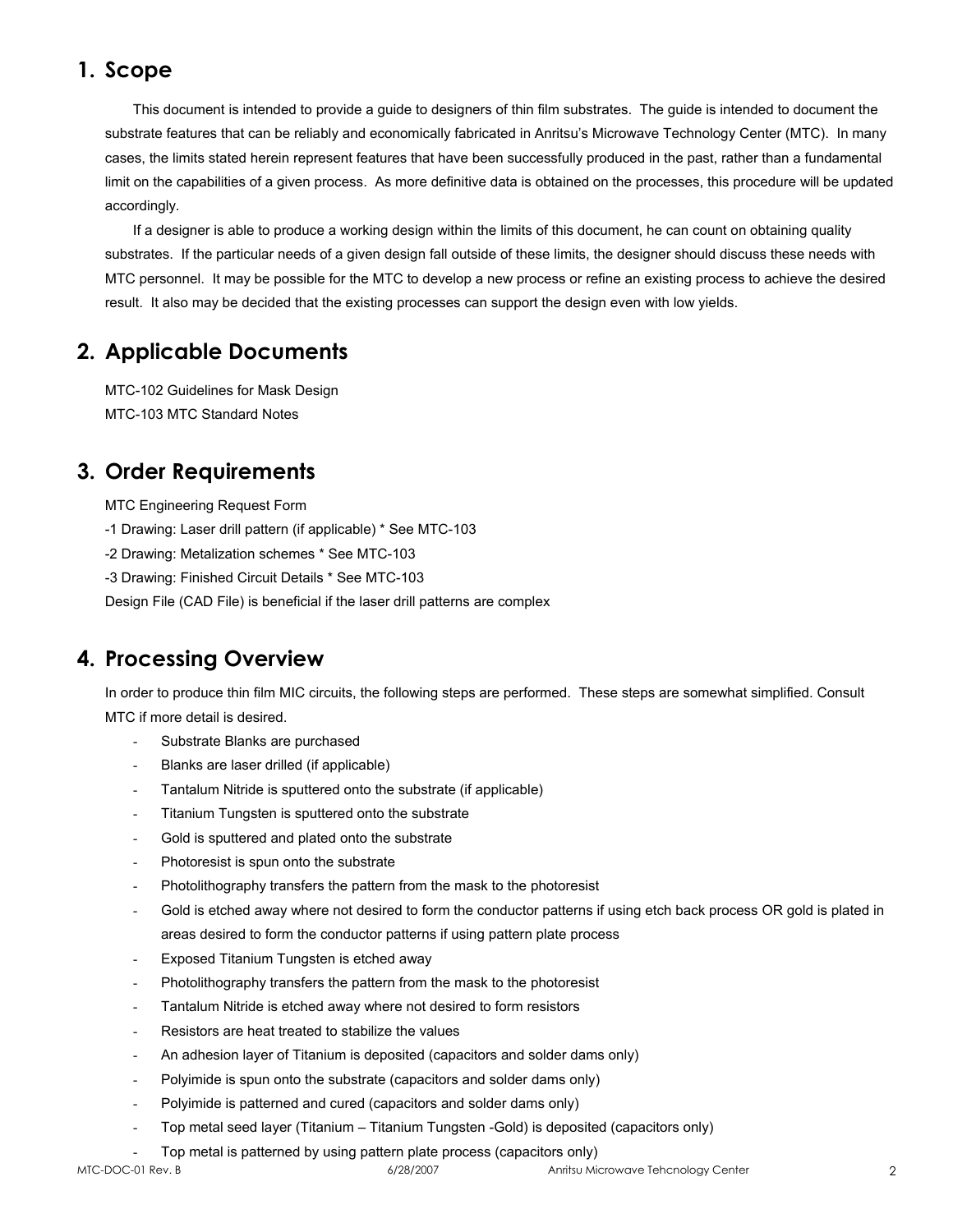# 1. Scope

This document is intended to provide a guide to designers of thin film substrates. The guide is intended to document the substrate features that can be reliably and economically fabricated in Anritsu's Microwave Technology Center (MTC). In many cases, the limits stated herein represent features that have been successfully produced in the past, rather than a fundamental limit on the capabilities of a given process. As more definitive data is obtained on the processes, this procedure will be updated accordingly.

If a designer is able to produce a working design within the limits of this document, he can count on obtaining quality substrates. If the particular needs of a given design fall outside of these limits, the designer should discuss these needs with MTC personnel. It may be possible for the MTC to develop a new process or refine an existing process to achieve the desired result. It also may be decided that the existing processes can support the design even with low yields.

# 2. Applicable Documents

MTC-102 Guidelines for Mask Design
MTC-103 MTC Standard Notes

# 3. Order Requirements

MTC Engineering Request Form
-1 Drawing: Laser drill pattern (if applicable) * See MTC-103
-2 Drawing: Metalization schemes * See MTC-103
-3 Drawing: Finished Circuit Details * See MTC-103
Design File (CAD File) is beneficial if the laser drill patterns are complex

# 4. Processing Overview

In order to produce thin film MIC circuits, the following steps are performed. These steps are somewhat simplified. Consult MTC if more detail is desired.

- Substrate Blanks are purchased
- Blanks are laser drilled (if applicable)
- Tantalum Nitride is sputtered onto the substrate (if applicable)
- Titanium Tungsten is sputtered onto the substrate
- Gold is sputtered and plated onto the substrate
- Photoresist is spun onto the substrate
- Photolithography transfers the pattern from the mask to the photoresist
- Gold is etched away where not desired to form the conductor patterns if using etch back process OR gold is plated in areas desired to form the conductor patterns if using pattern plate process
- Exposed Titanium Tungsten is etched away
- Photolithography transfers the pattern from the mask to the photoresist
- Tantalum Nitride is etched away where not desired to form resistors
- Resistors are heat treated to stabilize the values
- An adhesion layer of Titanium is deposited (capacitors and solder dams only)
- Polyimide is spun onto the substrate (capacitors and solder dams only)
- Polyimide is patterned and cured (capacitors and solder dams only)
- Top metal seed layer (Titanium – Titanium Tungsten -Gold) is deposited (capacitors only)
- Top metal is patterned by using pattern plate process (capacitors only)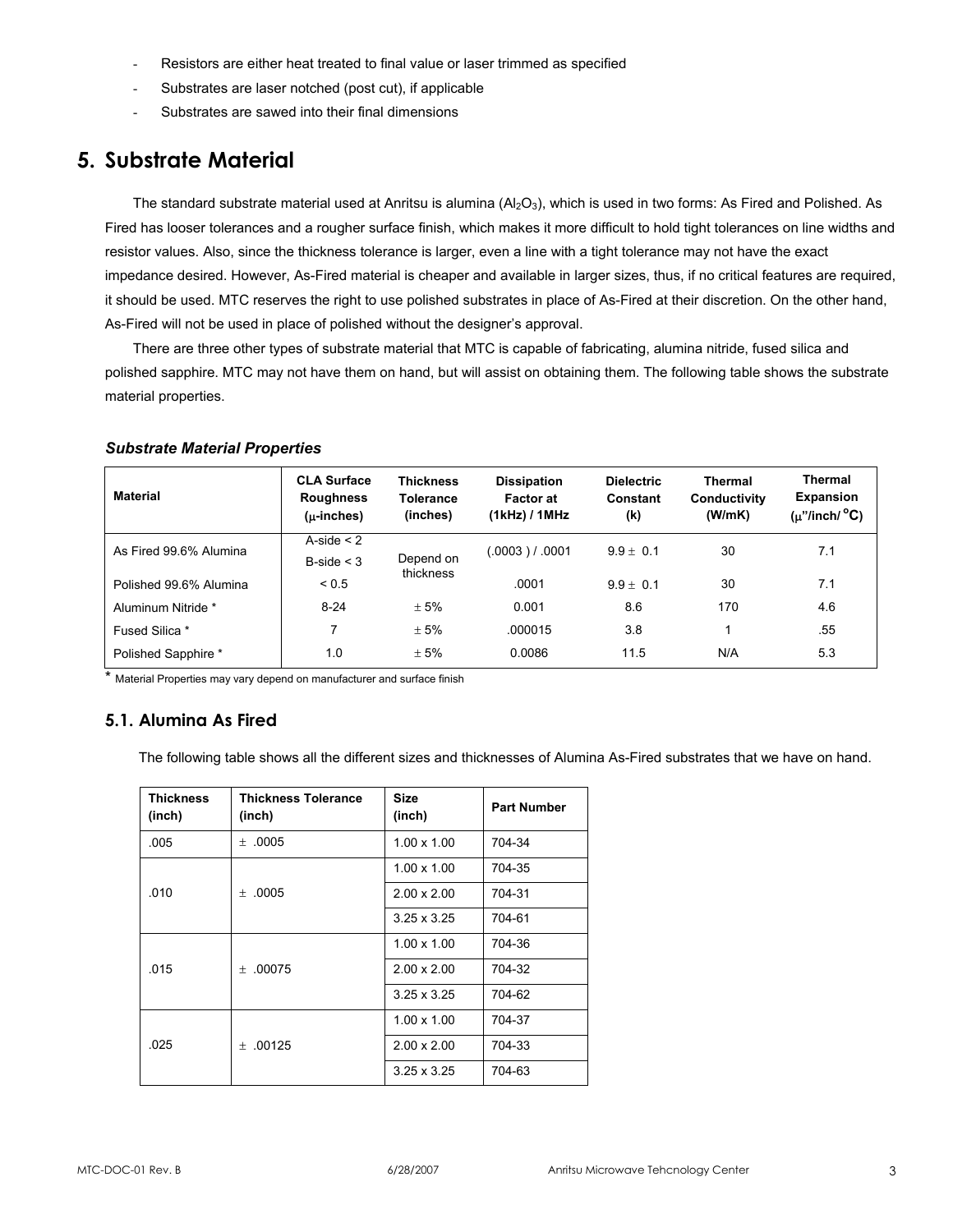- Resistors are either heat treated to final value or laser trimmed as specified
- Substrates are laser notched (post cut), if applicable
- Substrates are sawed into their final dimensions

# 5. Substrate Material

The standard substrate material used at Anritsu is alumina ($Al_2O_3$), which is used in two forms: As Fired and Polished. As Fired has looser tolerances and a rougher surface finish, which makes it more difficult to hold tight tolerances on line widths and resistor values. Also, since the thickness tolerance is larger, even a line with a tight tolerance may not have the exact impedance desired. However, As-Fired material is cheaper and available in larger sizes, thus, if no critical features are required, it should be used. MTC reserves the right to use polished substrates in place of As-Fired at their discretion. On the other hand, As-Fired will not be used in place of polished without the designer's approval.

There are three other types of substrate material that MTC is capable of fabricating, alumina nitride, fused silica and polished sapphire. MTC may not have them on hand, but will assist on obtaining them. The following table shows the substrate material properties.

***Substrate Material Properties***

| Material | CLA Surface Roughness (μ-inches) | Thickness Tolerance (inches) | Dissipation Factor at (1kHz) / 1MHz | Dielectric Constant (k) | Thermal Conductivity (W/mK) | Thermal Expansion (μ"/inch/ °C) |
|---|---|---|---|---|---|---|
| As Fired 99.6% Alumina | A-side < 2<br>B-side < 3 | Depend on thickness | (.0003 ) / .0001 | 9.9 ± 0.1 | 30 | 7.1 |
| Polished 99.6% Alumina | < 0.5 | | .0001 | 9.9 ± 0.1 | 30 | 7.1 |
| Aluminum Nitride * | 8-24 | ± 5% | 0.001 | 8.6 | 170 | 4.6 |
| Fused Silica * | 7 | ± 5% | .000015 | 3.8 | 1 | .55 |
| Polished Sapphire * | 1.0 | ± 5% | 0.0086 | 11.5 | N/A | 5.3 |

\* Material Properties may vary depend on manufacturer and surface finish

## 5.1. Alumina As Fired

The following table shows all the different sizes and thicknesses of Alumina As-Fired substrates that we have on hand.

| Thickness (inch) | Thickness Tolerance (inch) | Size (inch) | Part Number |
|---|---|---|---|
| .005 | ± .0005 | 1.00 x 1.00 | 704-34 |
| .010 | ± .0005 | 1.00 x 1.00 | 704-35 |
| | | 2.00 x 2.00 | 704-31 |
| | | 3.25 x 3.25 | 704-61 |
| .015 | ± .00075 | 1.00 x 1.00 | 704-36 |
| | | 2.00 x 2.00 | 704-32 |
| | | 3.25 x 3.25 | 704-62 |
| .025 | ± .00125 | 1.00 x 1.00 | 704-37 |
| | | 2.00 x 2.00 | 704-33 |
| | | 3.25 x 3.25 | 704-63 |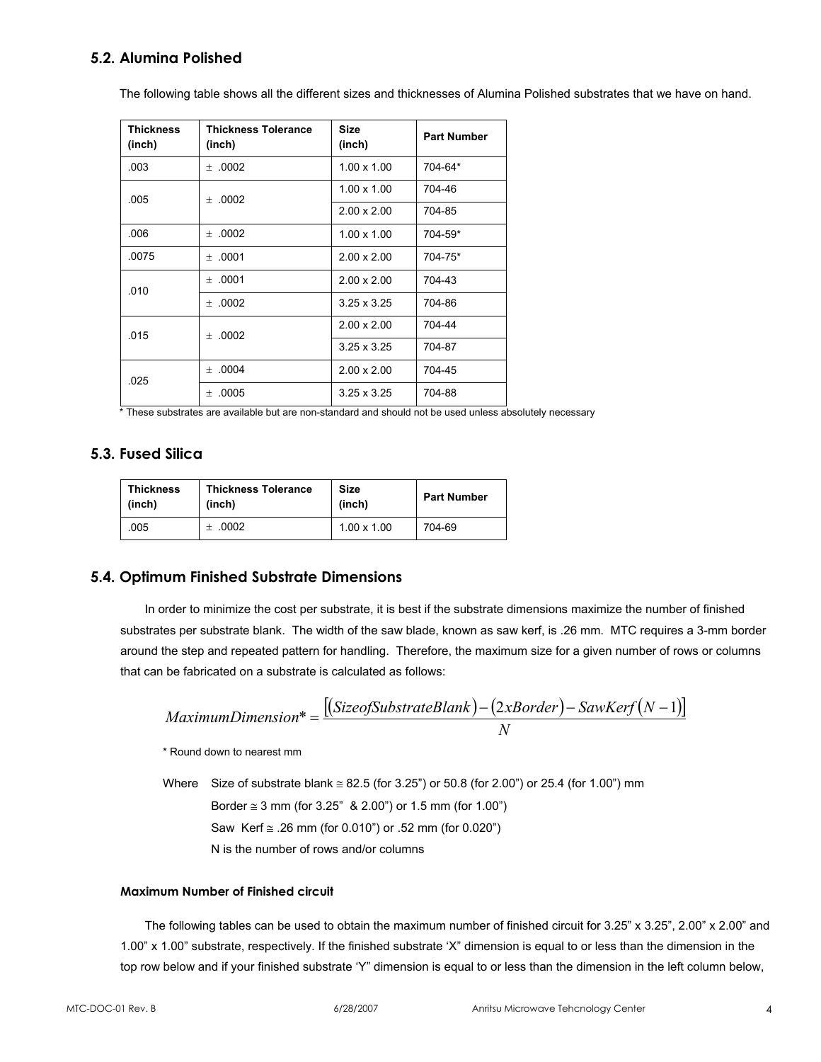## 5.2. Alumina Polished

The following table shows all the different sizes and thicknesses of Alumina Polished substrates that we have on hand.

| Thickness (inch) | Thickness Tolerance (inch) | Size (inch) | Part Number |
|---|---|---|---|
| .003 | ± .0002 | 1.00 x 1.00 | 704-64* |
| .005 | ± .0002 | 1.00 x 1.00 | 704-46 |
| | | 2.00 x 2.00 | 704-85 |
| .006 | ± .0002 | 1.00 x 1.00 | 704-59* |
| .0075 | ± .0001 | 2.00 x 2.00 | 704-75* |
| .010 | ± .0001 | 2.00 x 2.00 | 704-43 |
| | ± .0002 | 3.25 x 3.25 | 704-86 |
| .015 | ± .0002 | 2.00 x 2.00 | 704-44 |
| | | 3.25 x 3.25 | 704-87 |
| .025 | ± .0004 | 2.00 x 2.00 | 704-45 |
| | ± .0005 | 3.25 x 3.25 | 704-88 |

\* These substrates are available but are non-standard and should not be used unless absolutely necessary

## 5.3. Fused Silica

| Thickness (inch) | Thickness Tolerance (inch) | Size (inch) | Part Number |
|---|---|---|---|
| .005 | ± .0002 | 1.00 x 1.00 | 704-69 |

## 5.4. Optimum Finished Substrate Dimensions

In order to minimize the cost per substrate, it is best if the substrate dimensions maximize the number of finished substrates per substrate blank. The width of the saw blade, known as saw kerf, is .26 mm. MTC requires a 3-mm border around the step and repeated pattern for handling. Therefore, the maximum size for a given number of rows or columns that can be fabricated on a substrate is calculated as follows:

$$MaximumDimension^* = \frac{\left[(SizeofSubstrateBlank) - (2xBorder) - SawKerf(N-1)\right]}{N}$$

\* Round down to nearest mm

Where Size of substrate blank ≅ 82.5 (for 3.25") or 50.8 (for 2.00") or 25.4 (for 1.00") mm
Border ≅ 3 mm (for 3.25" & 2.00") or 1.5 mm (for 1.00")
Saw Kerf ≅ .26 mm (for 0.010") or .52 mm (for 0.020")
N is the number of rows and/or columns

#### Maximum Number of Finished circuit

The following tables can be used to obtain the maximum number of finished circuit for 3.25" x 3.25", 2.00" x 2.00" and 1.00" x 1.00" substrate, respectively. If the finished substrate 'X" dimension is equal to or less than the dimension in the top row below and if your finished substrate 'Y" dimension is equal to or less than the dimension in the left column below,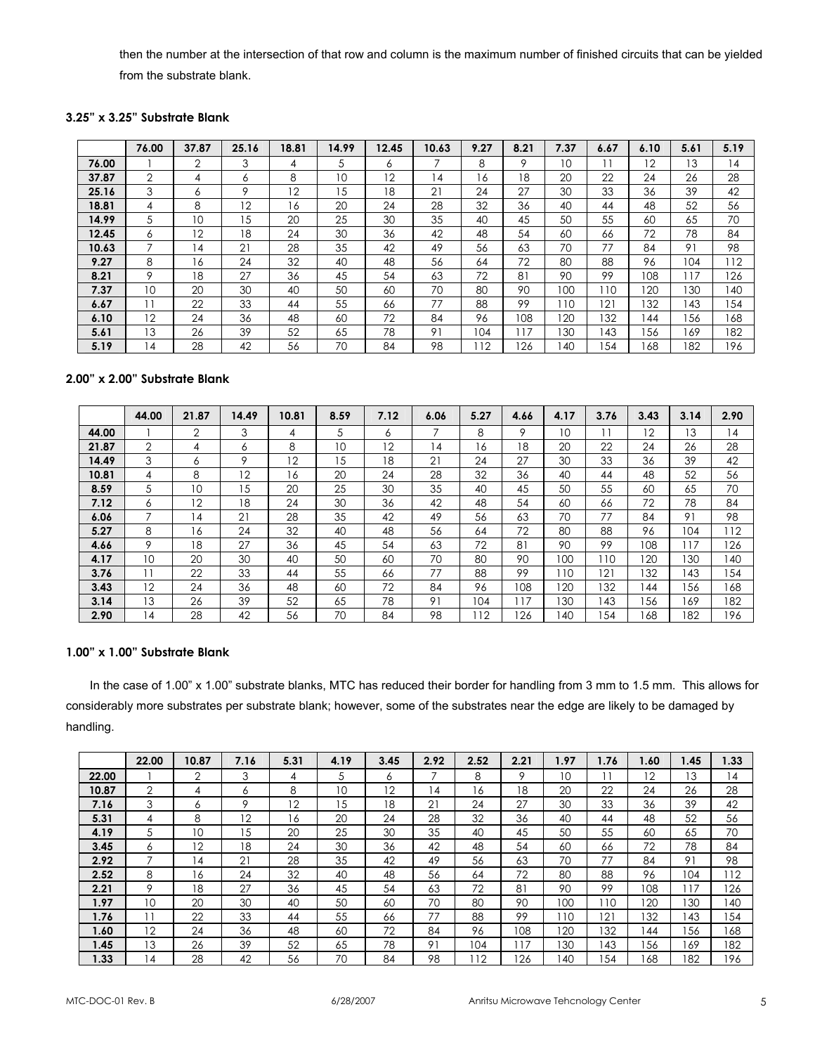then the number at the intersection of that row and column is the maximum number of finished circuits that can be yielded from the substrate blank.

### 3.25" x 3.25" Substrate Blank

| | 76.00 | 37.87 | 25.16 | 18.81 | 14.99 | 12.45 | 10.63 | 9.27 | 8.21 | 7.37 | 6.67 | 6.10 | 5.61 | 5.19 |
|---|---|---|---|---|---|---|---|---|---|---|---|---|---|---|
| **76.00** | 1 | 2 | 3 | 4 | 5 | 6 | 7 | 8 | 9 | 10 | 11 | 12 | 13 | 14 |
| **37.87** | 2 | 4 | 6 | 8 | 10 | 12 | 14 | 16 | 18 | 20 | 22 | 24 | 26 | 28 |
| **25.16** | 3 | 6 | 9 | 12 | 15 | 18 | 21 | 24 | 27 | 30 | 33 | 36 | 39 | 42 |
| **18.81** | 4 | 8 | 12 | 16 | 20 | 24 | 28 | 32 | 36 | 40 | 44 | 48 | 52 | 56 |
| **14.99** | 5 | 10 | 15 | 20 | 25 | 30 | 35 | 40 | 45 | 50 | 55 | 60 | 65 | 70 |
| **12.45** | 6 | 12 | 18 | 24 | 30 | 36 | 42 | 48 | 54 | 60 | 66 | 72 | 78 | 84 |
| **10.63** | 7 | 14 | 21 | 28 | 35 | 42 | 49 | 56 | 63 | 70 | 77 | 84 | 91 | 98 |
| **9.27** | 8 | 16 | 24 | 32 | 40 | 48 | 56 | 64 | 72 | 80 | 88 | 96 | 104 | 112 |
| **8.21** | 9 | 18 | 27 | 36 | 45 | 54 | 63 | 72 | 81 | 90 | 99 | 108 | 117 | 126 |
| **7.37** | 10 | 20 | 30 | 40 | 50 | 60 | 70 | 80 | 90 | 100 | 110 | 120 | 130 | 140 |
| **6.67** | 11 | 22 | 33 | 44 | 55 | 66 | 77 | 88 | 99 | 110 | 121 | 132 | 143 | 154 |
| **6.10** | 12 | 24 | 36 | 48 | 60 | 72 | 84 | 96 | 108 | 120 | 132 | 144 | 156 | 168 |
| **5.61** | 13 | 26 | 39 | 52 | 65 | 78 | 91 | 104 | 117 | 130 | 143 | 156 | 169 | 182 |
| **5.19** | 14 | 28 | 42 | 56 | 70 | 84 | 98 | 112 | 126 | 140 | 154 | 168 | 182 | 196 |

### 2.00" x 2.00" Substrate Blank

| | 44.00 | 21.87 | 14.49 | 10.81 | 8.59 | 7.12 | 6.06 | 5.27 | 4.66 | 4.17 | 3.76 | 3.43 | 3.14 | 2.90 |
|---|---|---|---|---|---|---|---|---|---|---|---|---|---|---|
| **44.00** | 1 | 2 | 3 | 4 | 5 | 6 | 7 | 8 | 9 | 10 | 11 | 12 | 13 | 14 |
| **21.87** | 2 | 4 | 6 | 8 | 10 | 12 | 14 | 16 | 18 | 20 | 22 | 24 | 26 | 28 |
| **14.49** | 3 | 6 | 9 | 12 | 15 | 18 | 21 | 24 | 27 | 30 | 33 | 36 | 39 | 42 |
| **10.81** | 4 | 8 | 12 | 16 | 20 | 24 | 28 | 32 | 36 | 40 | 44 | 48 | 52 | 56 |
| **8.59** | 5 | 10 | 15 | 20 | 25 | 30 | 35 | 40 | 45 | 50 | 55 | 60 | 65 | 70 |
| **7.12** | 6 | 12 | 18 | 24 | 30 | 36 | 42 | 48 | 54 | 60 | 66 | 72 | 78 | 84 |
| **6.06** | 7 | 14 | 21 | 28 | 35 | 42 | 49 | 56 | 63 | 70 | 77 | 84 | 91 | 98 |
| **5.27** | 8 | 16 | 24 | 32 | 40 | 48 | 56 | 64 | 72 | 80 | 88 | 96 | 104 | 112 |
| **4.66** | 9 | 18 | 27 | 36 | 45 | 54 | 63 | 72 | 81 | 90 | 99 | 108 | 117 | 126 |
| **4.17** | 10 | 20 | 30 | 40 | 50 | 60 | 70 | 80 | 90 | 100 | 110 | 120 | 130 | 140 |
| **3.76** | 11 | 22 | 33 | 44 | 55 | 66 | 77 | 88 | 99 | 110 | 121 | 132 | 143 | 154 |
| **3.43** | 12 | 24 | 36 | 48 | 60 | 72 | 84 | 96 | 108 | 120 | 132 | 144 | 156 | 168 |
| **3.14** | 13 | 26 | 39 | 52 | 65 | 78 | 91 | 104 | 117 | 130 | 143 | 156 | 169 | 182 |
| **2.90** | 14 | 28 | 42 | 56 | 70 | 84 | 98 | 112 | 126 | 140 | 154 | 168 | 182 | 196 |

### 1.00" x 1.00" Substrate Blank

In the case of 1.00" x 1.00" substrate blanks, MTC has reduced their border for handling from 3 mm to 1.5 mm. This allows for considerably more substrates per substrate blank; however, some of the substrates near the edge are likely to be damaged by handling.

| | 22.00 | 10.87 | 7.16 | 5.31 | 4.19 | 3.45 | 2.92 | 2.52 | 2.21 | 1.97 | 1.76 | 1.60 | 1.45 | 1.33 |
|---|---|---|---|---|---|---|---|---|---|---|---|---|---|---|
| **22.00** | 1 | 2 | 3 | 4 | 5 | 6 | 7 | 8 | 9 | 10 | 11 | 12 | 13 | 14 |
| **10.87** | 2 | 4 | 6 | 8 | 10 | 12 | 14 | 16 | 18 | 20 | 22 | 24 | 26 | 28 |
| **7.16** | 3 | 6 | 9 | 12 | 15 | 18 | 21 | 24 | 27 | 30 | 33 | 36 | 39 | 42 |
| **5.31** | 4 | 8 | 12 | 16 | 20 | 24 | 28 | 32 | 36 | 40 | 44 | 48 | 52 | 56 |
| **4.19** | 5 | 10 | 15 | 20 | 25 | 30 | 35 | 40 | 45 | 50 | 55 | 60 | 65 | 70 |
| **3.45** | 6 | 12 | 18 | 24 | 30 | 36 | 42 | 48 | 54 | 60 | 66 | 72 | 78 | 84 |
| **2.92** | 7 | 14 | 21 | 28 | 35 | 42 | 49 | 56 | 63 | 70 | 77 | 84 | 91 | 98 |
| **2.52** | 8 | 16 | 24 | 32 | 40 | 48 | 56 | 64 | 72 | 80 | 88 | 96 | 104 | 112 |
| **2.21** | 9 | 18 | 27 | 36 | 45 | 54 | 63 | 72 | 81 | 90 | 99 | 108 | 117 | 126 |
| **1.97** | 10 | 20 | 30 | 40 | 50 | 60 | 70 | 80 | 90 | 100 | 110 | 120 | 130 | 140 |
| **1.76** | 11 | 22 | 33 | 44 | 55 | 66 | 77 | 88 | 99 | 110 | 121 | 132 | 143 | 154 |
| **1.60** | 12 | 24 | 36 | 48 | 60 | 72 | 84 | 96 | 108 | 120 | 132 | 144 | 156 | 168 |
| **1.45** | 13 | 26 | 39 | 52 | 65 | 78 | 91 | 104 | 117 | 130 | 143 | 156 | 169 | 182 |
| **1.33** | 14 | 28 | 42 | 56 | 70 | 84 | 98 | 112 | 126 | 140 | 154 | 168 | 182 | 196 |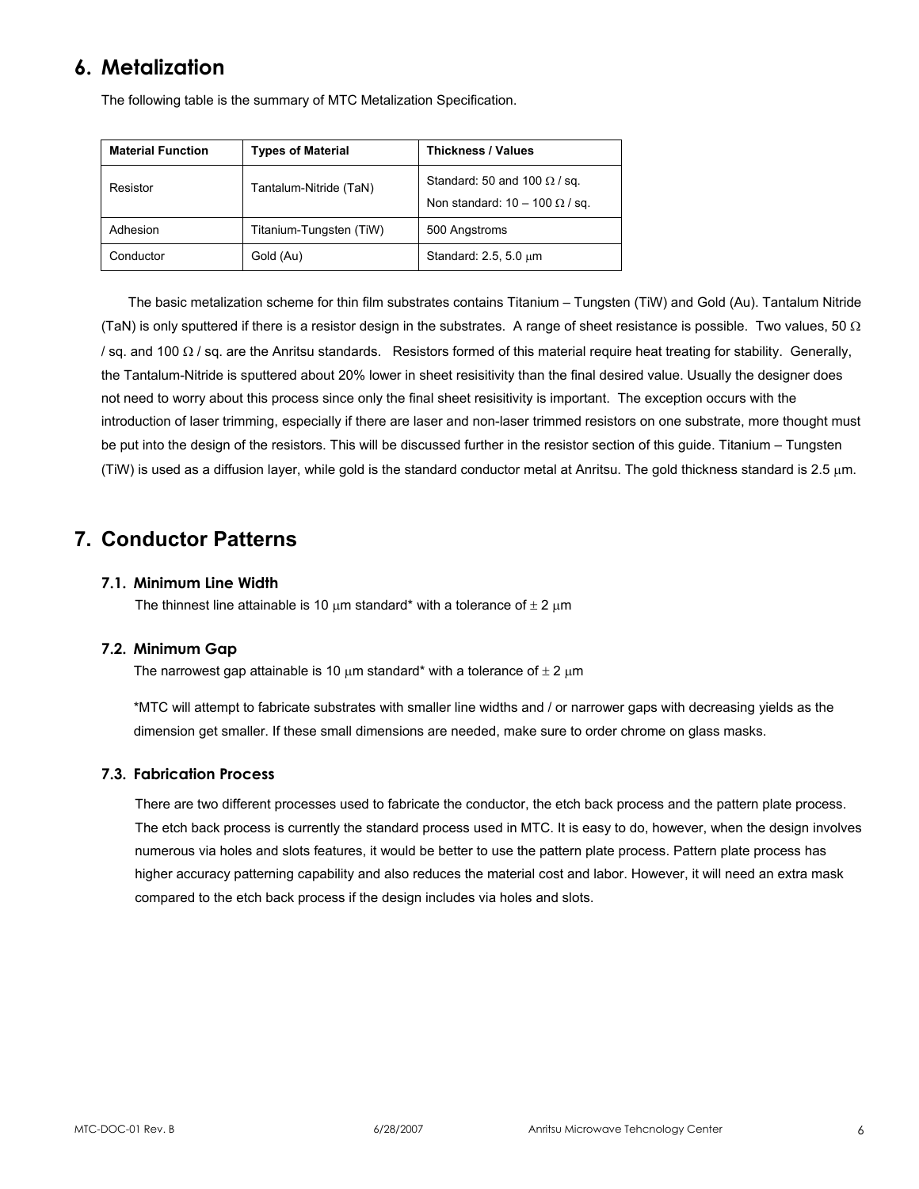## 6. Metalization

The following table is the summary of MTC Metalization Specification.

| Material Function | Types of Material | Thickness / Values |
|---|---|---|
| Resistor | Tantalum-Nitride (TaN) | Standard: 50 and 100 Ω / sq.<br>Non standard: 10 – 100 Ω / sq. |
| Adhesion | Titanium-Tungsten (TiW) | 500 Angstroms |
| Conductor | Gold (Au) | Standard: 2.5, 5.0 μm |

The basic metalization scheme for thin film substrates contains Titanium – Tungsten (TiW) and Gold (Au). Tantalum Nitride (TaN) is only sputtered if there is a resistor design in the substrates. A range of sheet resistance is possible. Two values, 50 Ω / sq. and 100 Ω / sq. are the Anritsu standards. Resistors formed of this material require heat treating for stability. Generally, the Tantalum-Nitride is sputtered about 20% lower in sheet resisitivity than the final desired value. Usually the designer does not need to worry about this process since only the final sheet resisitivity is important. The exception occurs with the introduction of laser trimming, especially if there are laser and non-laser trimmed resistors on one substrate, more thought must be put into the design of the resistors. This will be discussed further in the resistor section of this guide. Titanium – Tungsten (TiW) is used as a diffusion layer, while gold is the standard conductor metal at Anritsu. The gold thickness standard is 2.5 μm.

## 7. Conductor Patterns

### 7.1. Minimum Line Width

The thinnest line attainable is 10 μm standard* with a tolerance of ± 2 μm

### 7.2. Minimum Gap

The narrowest gap attainable is 10 μm standard* with a tolerance of ± 2 μm

*MTC will attempt to fabricate substrates with smaller line widths and / or narrower gaps with decreasing yields as the dimension get smaller. If these small dimensions are needed, make sure to order chrome on glass masks.

### 7.3. Fabrication Process

There are two different processes used to fabricate the conductor, the etch back process and the pattern plate process. The etch back process is currently the standard process used in MTC. It is easy to do, however, when the design involves numerous via holes and slots features, it would be better to use the pattern plate process. Pattern plate process has higher accuracy patterning capability and also reduces the material cost and labor. However, it will need an extra mask compared to the etch back process if the design includes via holes and slots.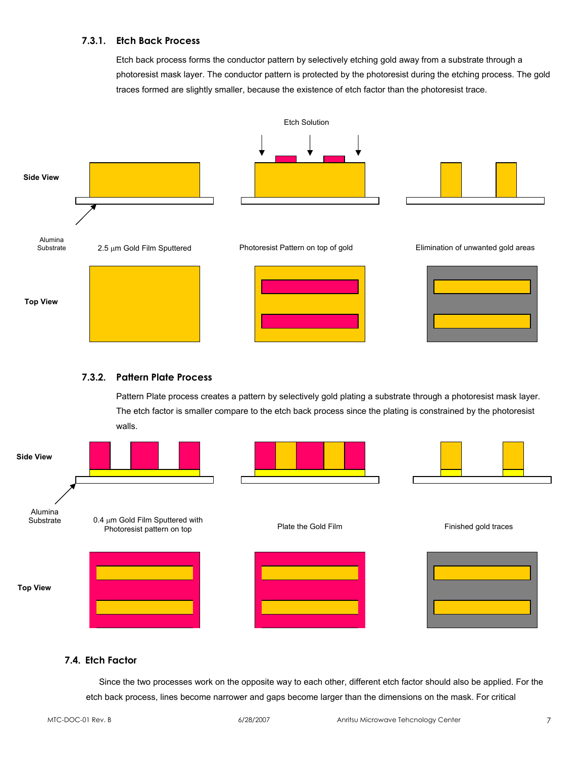### 7.3.1. Etch Back Process

Etch back process forms the conductor pattern by selectively etching gold away from a substrate through a photoresist mask layer. The conductor pattern is protected by the photoresist during the etching process. The gold traces formed are slightly smaller, because the existence of etch factor than the photoresist trace.

Etch Solution

**Side View**

Alumina Substrate

2.5 μm Gold Film Sputtered

Photoresist Pattern on top of gold

Elimination of unwanted gold areas

**Top View**

### 7.3.2. Pattern Plate Process

Pattern Plate process creates a pattern by selectively gold plating a substrate through a photoresist mask layer. The etch factor is smaller compare to the etch back process since the plating is constrained by the photoresist walls.

**Side View**

Alumina Substrate

0.4 μm Gold Film Sputtered with Photoresist pattern on top

Plate the Gold Film

Finished gold traces

**Top View**

## 7.4. Etch Factor

Since the two processes work on the opposite way to each other, different etch factor should also be applied. For the etch back process, lines become narrower and gaps become larger than the dimensions on the mask. For critical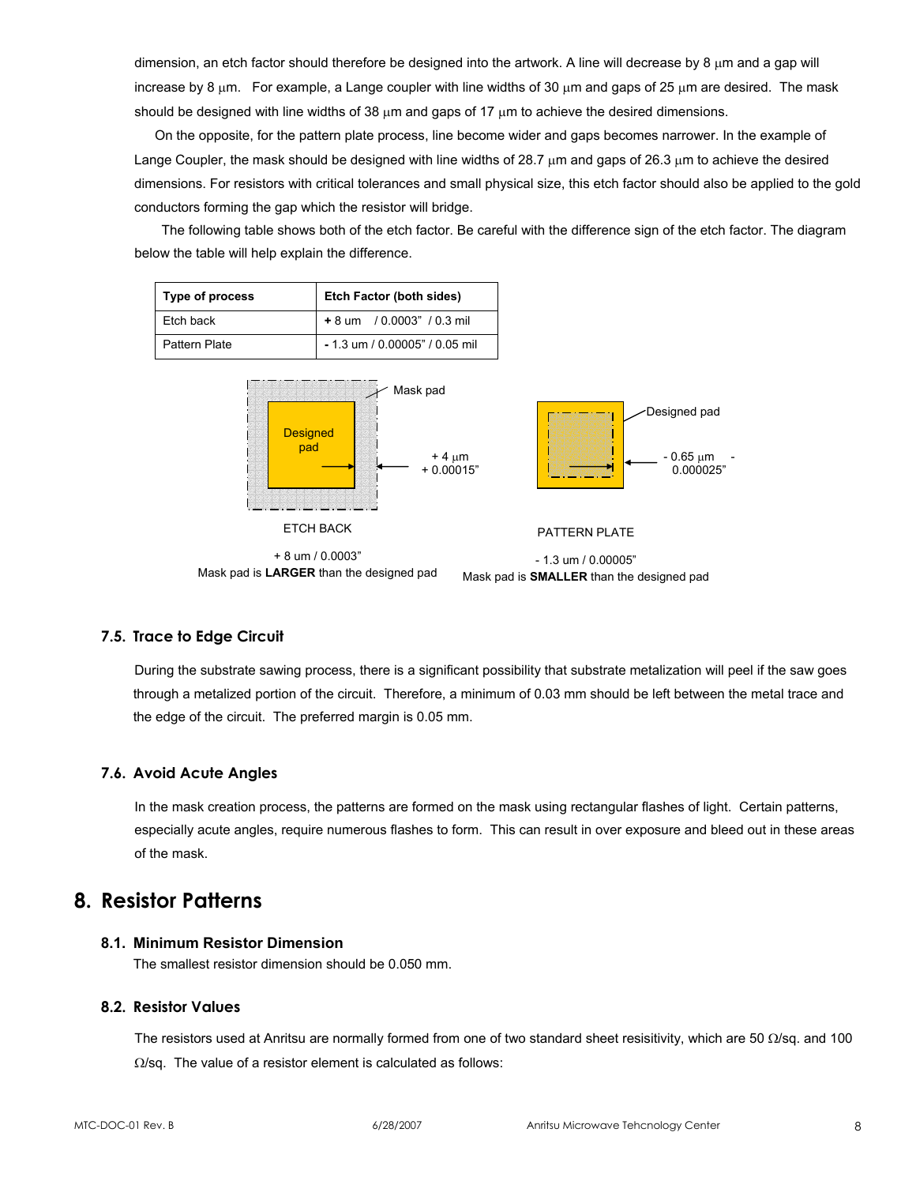dimension, an etch factor should therefore be designed into the artwork. A line will decrease by 8 μm and a gap will increase by 8 μm. For example, a Lange coupler with line widths of 30 μm and gaps of 25 μm are desired. The mask should be designed with line widths of 38 μm and gaps of 17 μm to achieve the desired dimensions.

On the opposite, for the pattern plate process, line become wider and gaps becomes narrower. In the example of Lange Coupler, the mask should be designed with line widths of 28.7 μm and gaps of 26.3 μm to achieve the desired dimensions. For resistors with critical tolerances and small physical size, this etch factor should also be applied to the gold conductors forming the gap which the resistor will bridge.

The following table shows both of the etch factor. Be careful with the difference sign of the etch factor. The diagram below the table will help explain the difference.

| Type of process | Etch Factor (both sides) |
|---|---|
| Etch back | **+** 8 um / 0.0003" / 0.3 mil |
| Pattern Plate | **-** 1.3 um / 0.00005" / 0.05 mil |

Mask pad

Designed pad

+ 4 μm
+ 0.00015"

ETCH BACK

+ 8 um / 0.0003"
Mask pad is **LARGER** than the designed pad

Designed pad

- 0.65 μm -
0.000025"

PATTERN PLATE

- 1.3 um / 0.00005"
Mask pad is **SMALLER** than the designed pad

### 7.5. Trace to Edge Circuit

During the substrate sawing process, there is a significant possibility that substrate metalization will peel if the saw goes through a metalized portion of the circuit. Therefore, a minimum of 0.03 mm should be left between the metal trace and the edge of the circuit. The preferred margin is 0.05 mm.

### 7.6. Avoid Acute Angles

In the mask creation process, the patterns are formed on the mask using rectangular flashes of light. Certain patterns, especially acute angles, require numerous flashes to form. This can result in over exposure and bleed out in these areas of the mask.

## 8. Resistor Patterns

### 8.1. Minimum Resistor Dimension

The smallest resistor dimension should be 0.050 mm.

### 8.2. Resistor Values

The resistors used at Anritsu are normally formed from one of two standard sheet resisitivity, which are 50 Ω/sq. and 100 Ω/sq. The value of a resistor element is calculated as follows: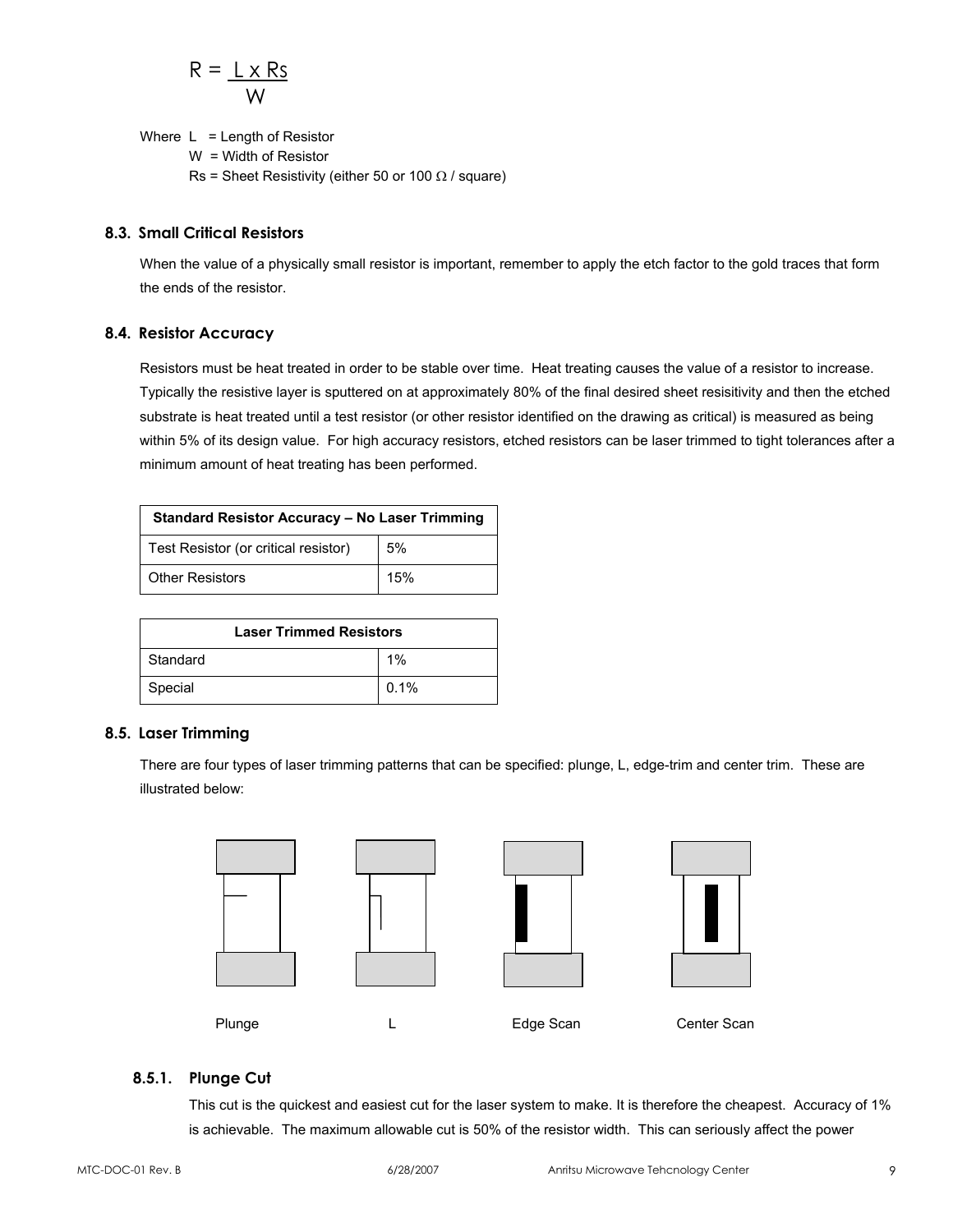$$R = \frac{L \times Rs}{W}$$

Where L = Length of Resistor
W = Width of Resistor
Rs = Sheet Resistivity (either 50 or 100 Ω / square)

### 8.3. Small Critical Resistors

When the value of a physically small resistor is important, remember to apply the etch factor to the gold traces that form the ends of the resistor.

### 8.4. Resistor Accuracy

Resistors must be heat treated in order to be stable over time. Heat treating causes the value of a resistor to increase. Typically the resistive layer is sputtered on at approximately 80% of the final desired sheet resisitivity and then the etched substrate is heat treated until a test resistor (or other resistor identified on the drawing as critical) is measured as being within 5% of its design value. For high accuracy resistors, etched resistors can be laser trimmed to tight tolerances after a minimum amount of heat treating has been performed.

| Standard Resistor Accuracy – No Laser Trimming | |
|---|---|
| Test Resistor (or critical resistor) | 5% |
| Other Resistors | 15% |

| Laser Trimmed Resistors | |
|---|---|
| Standard | 1% |
| Special | 0.1% |

### 8.5. Laser Trimming

There are four types of laser trimming patterns that can be specified: plunge, L, edge-trim and center trim. These are illustrated below:

Plunge L Edge Scan Center Scan

#### 8.5.1. Plunge Cut

This cut is the quickest and easiest cut for the laser system to make. It is therefore the cheapest. Accuracy of 1% is achievable. The maximum allowable cut is 50% of the resistor width. This can seriously affect the power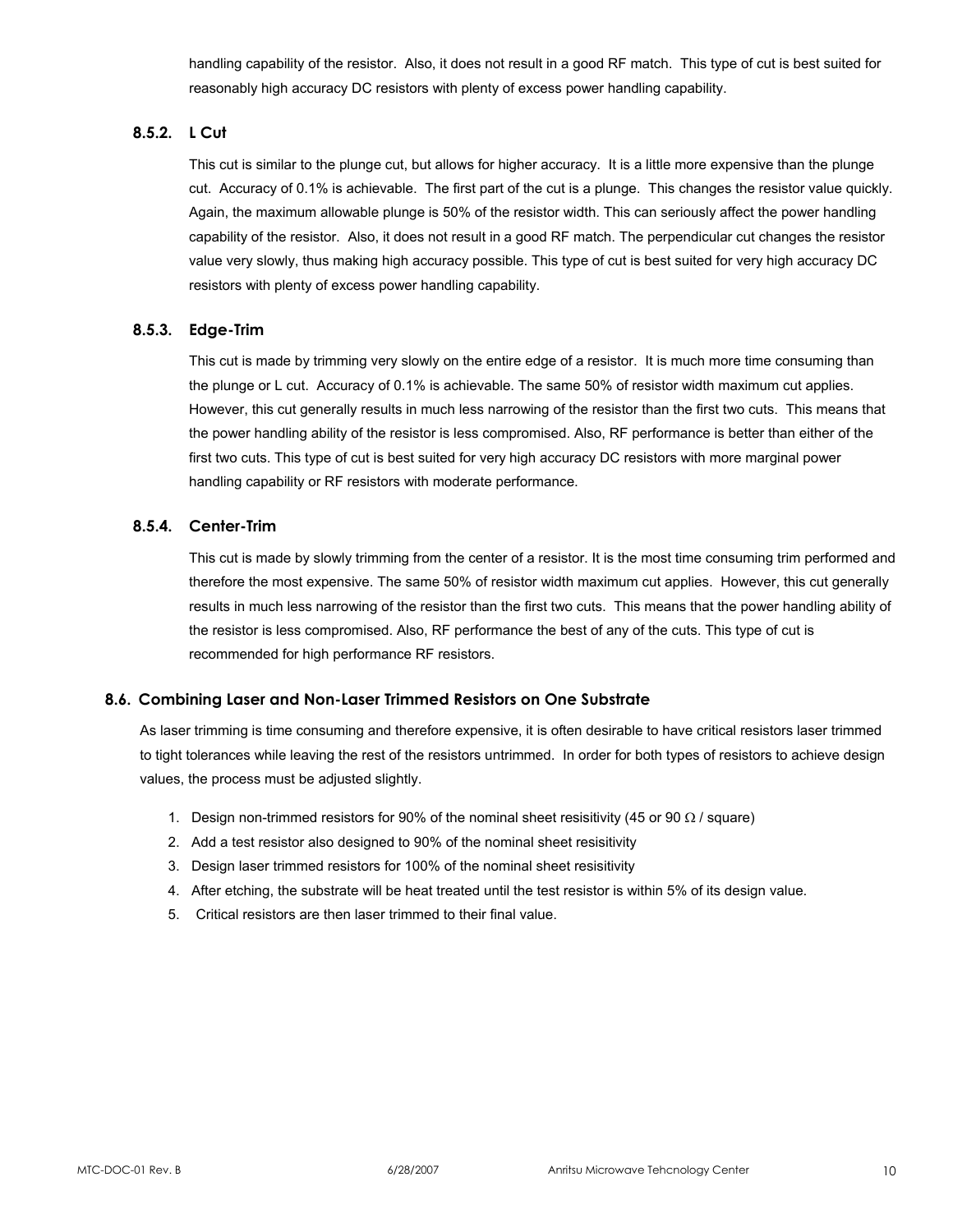handling capability of the resistor. Also, it does not result in a good RF match. This type of cut is best suited for reasonably high accuracy DC resistors with plenty of excess power handling capability.

### 8.5.2. L Cut

This cut is similar to the plunge cut, but allows for higher accuracy. It is a little more expensive than the plunge cut. Accuracy of 0.1% is achievable. The first part of the cut is a plunge. This changes the resistor value quickly. Again, the maximum allowable plunge is 50% of the resistor width. This can seriously affect the power handling capability of the resistor. Also, it does not result in a good RF match. The perpendicular cut changes the resistor value very slowly, thus making high accuracy possible. This type of cut is best suited for very high accuracy DC resistors with plenty of excess power handling capability.

### 8.5.3. Edge-Trim

This cut is made by trimming very slowly on the entire edge of a resistor. It is much more time consuming than the plunge or L cut. Accuracy of 0.1% is achievable. The same 50% of resistor width maximum cut applies. However, this cut generally results in much less narrowing of the resistor than the first two cuts. This means that the power handling ability of the resistor is less compromised. Also, RF performance is better than either of the first two cuts. This type of cut is best suited for very high accuracy DC resistors with more marginal power handling capability or RF resistors with moderate performance.

### 8.5.4. Center-Trim

This cut is made by slowly trimming from the center of a resistor. It is the most time consuming trim performed and therefore the most expensive. The same 50% of resistor width maximum cut applies. However, this cut generally results in much less narrowing of the resistor than the first two cuts. This means that the power handling ability of the resistor is less compromised. Also, RF performance the best of any of the cuts. This type of cut is recommended for high performance RF resistors.

## 8.6. Combining Laser and Non-Laser Trimmed Resistors on One Substrate

As laser trimming is time consuming and therefore expensive, it is often desirable to have critical resistors laser trimmed to tight tolerances while leaving the rest of the resistors untrimmed. In order for both types of resistors to achieve design values, the process must be adjusted slightly.

1. Design non-trimmed resistors for 90% of the nominal sheet resisitivity (45 or 90 $\Omega$ / square)
2. Add a test resistor also designed to 90% of the nominal sheet resisitivity
3. Design laser trimmed resistors for 100% of the nominal sheet resisitivity
4. After etching, the substrate will be heat treated until the test resistor is within 5% of its design value.
5. Critical resistors are then laser trimmed to their final value.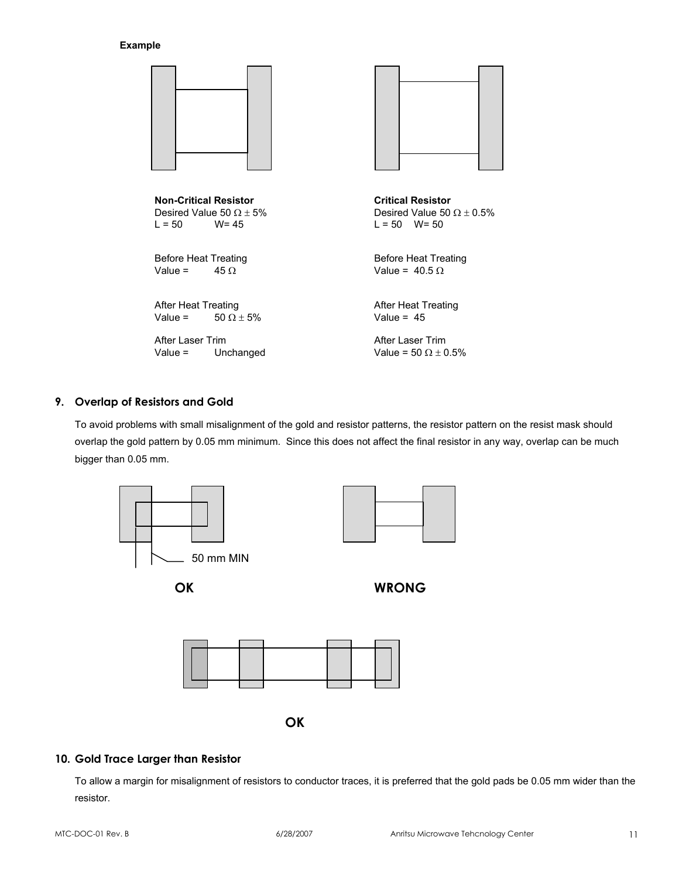**Example**

**Non-Critical Resistor**
Desired Value 50 Ω ± 5%
L = 50 W= 45

Before Heat Treating
Value = 45 Ω

After Heat Treating
Value = 50 Ω ± 5%

After Laser Trim
Value = Unchanged

**Critical Resistor**
Desired Value 50 Ω ± 0.5%
L = 50 W= 50

Before Heat Treating
Value = 40.5 Ω

After Heat Treating
Value = 45

After Laser Trim
Value = 50 Ω ± 0.5%

## 9. Overlap of Resistors and Gold

To avoid problems with small misalignment of the gold and resistor patterns, the resistor pattern on the resist mask should overlap the gold pattern by 0.05 mm minimum. Since this does not affect the final resistor in any way, overlap can be much bigger than 0.05 mm.

50 mm MIN

**OK** **WRONG**

**OK**

## 10. Gold Trace Larger than Resistor

To allow a margin for misalignment of resistors to conductor traces, it is preferred that the gold pads be 0.05 mm wider than the resistor.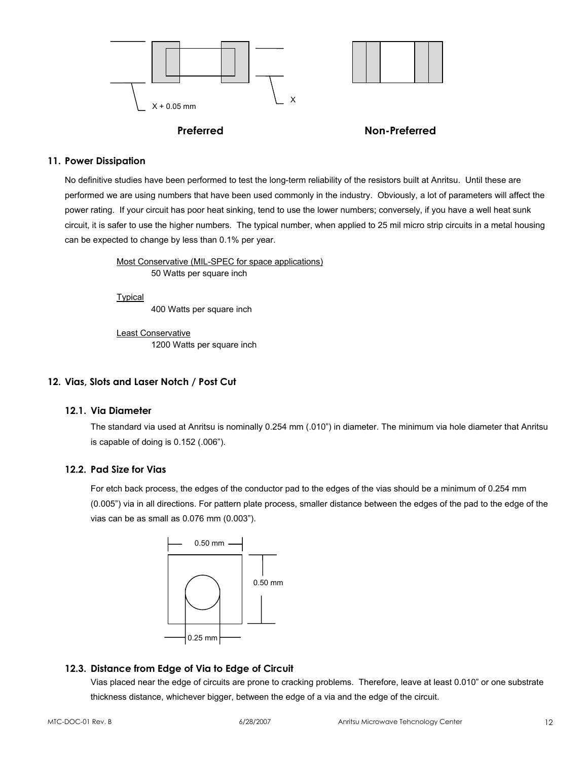X + 0.05 mm

X

**Preferred** **Non-Preferred**

## 11. Power Dissipation

No definitive studies have been performed to test the long-term reliability of the resistors built at Anritsu. Until these are performed we are using numbers that have been used commonly in the industry. Obviously, a lot of parameters will affect the power rating. If your circuit has poor heat sinking, tend to use the lower numbers; conversely, if you have a well heat sunk circuit, it is safer to use the higher numbers. The typical number, when applied to 25 mil micro strip circuits in a metal housing can be expected to change by less than 0.1% per year.

Most Conservative (MIL-SPEC for space applications)
50 Watts per square inch

Typical
400 Watts per square inch

Least Conservative
1200 Watts per square inch

## 12. Vias, Slots and Laser Notch / Post Cut

### 12.1. Via Diameter

The standard via used at Anritsu is nominally 0.254 mm (.010") in diameter. The minimum via hole diameter that Anritsu is capable of doing is 0.152 (.006").

### 12.2. Pad Size for Vias

For etch back process, the edges of the conductor pad to the edges of the vias should be a minimum of 0.254 mm (0.005") via in all directions. For pattern plate process, smaller distance between the edges of the pad to the edge of the vias can be as small as 0.076 mm (0.003").

0.50 mm

0.50 mm

0.25 mm

### 12.3. Distance from Edge of Via to Edge of Circuit

Vias placed near the edge of circuits are prone to cracking problems. Therefore, leave at least 0.010" or one substrate thickness distance, whichever bigger, between the edge of a via and the edge of the circuit.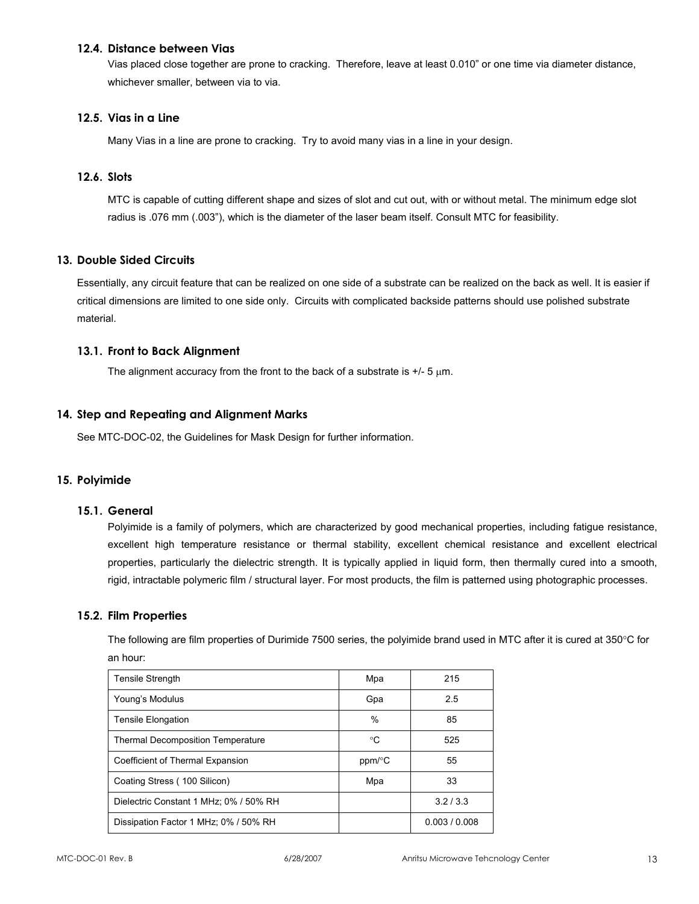### 12.4. Distance between Vias

Vias placed close together are prone to cracking. Therefore, leave at least 0.010" or one time via diameter distance, whichever smaller, between via to via.

### 12.5. Vias in a Line

Many Vias in a line are prone to cracking. Try to avoid many vias in a line in your design.

### 12.6. Slots

MTC is capable of cutting different shape and sizes of slot and cut out, with or without metal. The minimum edge slot radius is .076 mm (.003"), which is the diameter of the laser beam itself. Consult MTC for feasibility.

## 13. Double Sided Circuits

Essentially, any circuit feature that can be realized on one side of a substrate can be realized on the back as well. It is easier if critical dimensions are limited to one side only. Circuits with complicated backside patterns should use polished substrate material.

### 13.1. Front to Back Alignment

The alignment accuracy from the front to the back of a substrate is +/- 5 μm.

## 14. Step and Repeating and Alignment Marks

See MTC-DOC-02, the Guidelines for Mask Design for further information.

## 15. Polyimide

### 15.1. General

Polyimide is a family of polymers, which are characterized by good mechanical properties, including fatigue resistance, excellent high temperature resistance or thermal stability, excellent chemical resistance and excellent electrical properties, particularly the dielectric strength. It is typically applied in liquid form, then thermally cured into a smooth, rigid, intractable polymeric film / structural layer. For most products, the film is patterned using photographic processes.

### 15.2. Film Properties

The following are film properties of Durimide 7500 series, the polyimide brand used in MTC after it is cured at 350°C for an hour:

| Property | Unit | Value |
|---|---|---|
| Tensile Strength | Mpa | 215 |
| Young's Modulus | Gpa | 2.5 |
| Tensile Elongation | % | 85 |
| Thermal Decomposition Temperature | °C | 525 |
| Coefficient of Thermal Expansion | ppm/°C | 55 |
| Coating Stress ( 100 Silicon) | Mpa | 33 |
| Dielectric Constant 1 MHz; 0% / 50% RH | | 3.2 / 3.3 |
| Dissipation Factor 1 MHz; 0% / 50% RH | | 0.003 / 0.008 |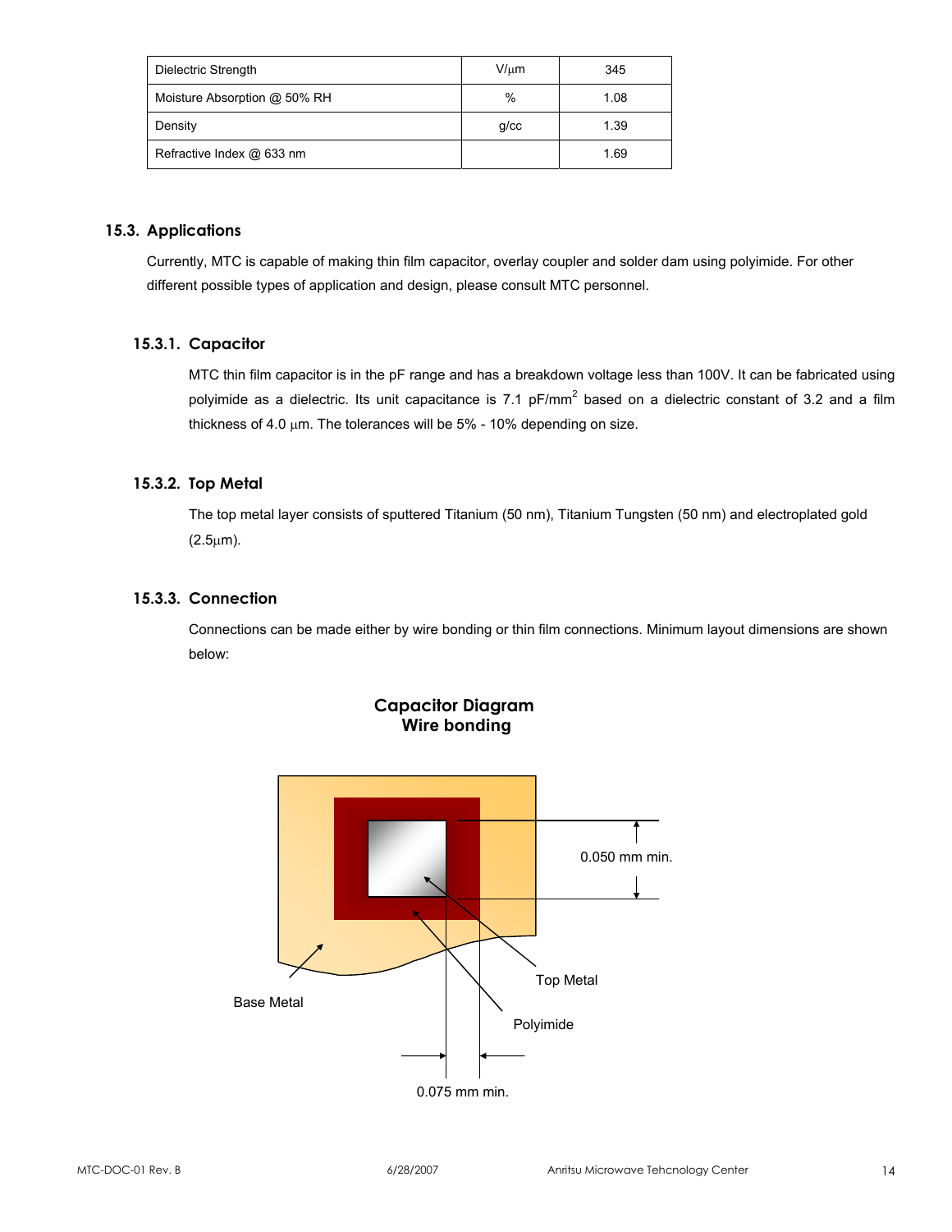| Dielectric Strength | V/µm | 345 |
|---|---|---|
| Moisture Absorption @ 50% RH | % | 1.08 |
| Density | g/cc | 1.39 |
| Refractive Index @ 633 nm | | 1.69 |

## 15.3. Applications

Currently, MTC is capable of making thin film capacitor, overlay coupler and solder dam using polyimide. For other different possible types of application and design, please consult MTC personnel.

### 15.3.1. Capacitor

MTC thin film capacitor is in the pF range and has a breakdown voltage less than 100V. It can be fabricated using polyimide as a dielectric. Its unit capacitance is 7.1 pF/mm$^2$ based on a dielectric constant of 3.2 and a film thickness of 4.0 µm. The tolerances will be 5% - 10% depending on size.

### 15.3.2. Top Metal

The top metal layer consists of sputtered Titanium (50 nm), Titanium Tungsten (50 nm) and electroplated gold (2.5µm).

### 15.3.3. Connection

Connections can be made either by wire bonding or thin film connections. Minimum layout dimensions are shown below:

**Capacitor Diagram**
**Wire bonding**

0.050 mm min.

Top Metal

Base Metal

Polyimide

0.075 mm min.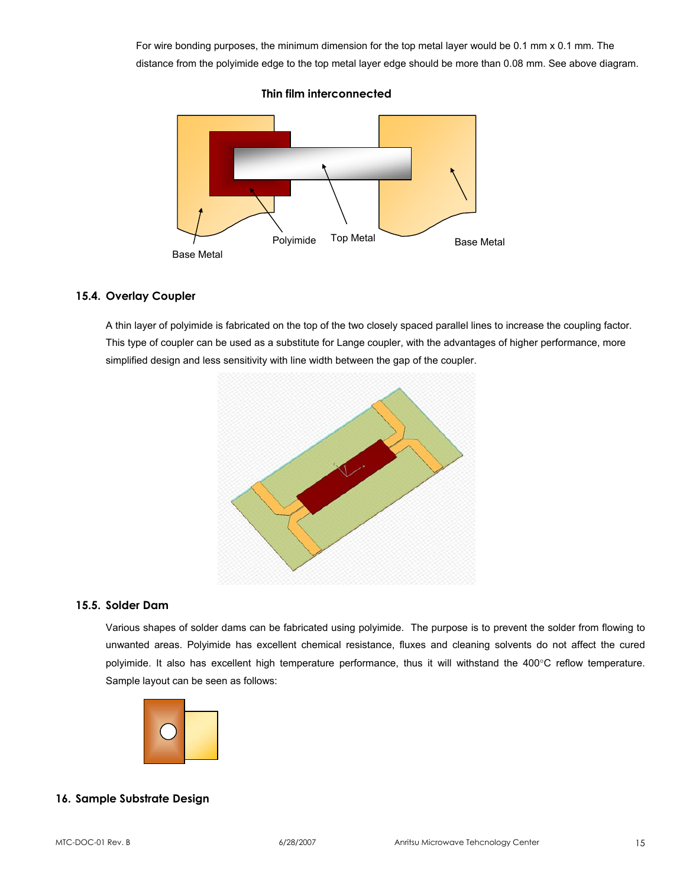For wire bonding purposes, the minimum dimension for the top metal layer would be 0.1 mm x 0.1 mm. The distance from the polyimide edge to the top metal layer edge should be more than 0.08 mm. See above diagram.

**Thin film interconnected**

Base Metal    Polyimide    Top Metal    Base Metal

### 15.4. Overlay Coupler

A thin layer of polyimide is fabricated on the top of the two closely spaced parallel lines to increase the coupling factor. This type of coupler can be used as a substitute for Lange coupler, with the advantages of higher performance, more simplified design and less sensitivity with line width between the gap of the coupler.

### 15.5. Solder Dam

Various shapes of solder dams can be fabricated using polyimide. The purpose is to prevent the solder from flowing to unwanted areas. Polyimide has excellent chemical resistance, fluxes and cleaning solvents do not affect the cured polyimide. It also has excellent high temperature performance, thus it will withstand the 400°C reflow temperature. Sample layout can be seen as follows:

## 16. Sample Substrate Design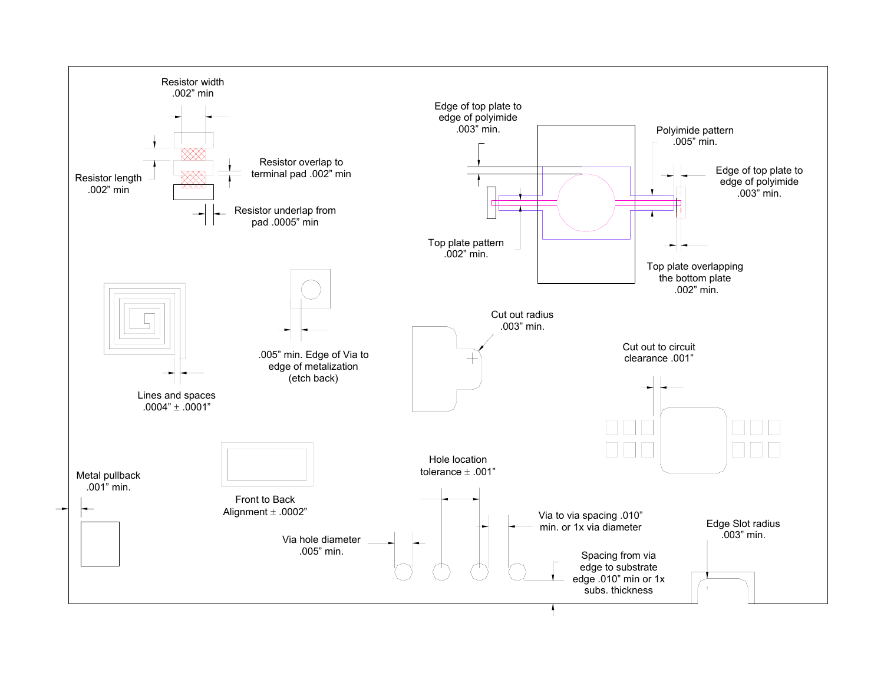Resistor width
.002" min

Resistor length
.002" min

Resistor overlap to terminal pad .002" min

Resistor underlap from pad .0005" min

Edge of top plate to edge of polyimide
.003" min.

Polyimide pattern
.005" min.

Edge of top plate to edge of polyimide
.003" min.

Top plate pattern
.002" min.

Top plate overlapping the bottom plate
.002" min.

Lines and spaces
.0004" ± .0001"

.005" min. Edge of Via to edge of metalization (etch back)

Cut out radius
.003" min.

Cut out to circuit clearance .001"

Metal pullback
.001" min.

Front to Back Alignment ± .0002"

Hole location tolerance ± .001"

Via to via spacing .010" min. or 1x via diameter

Via hole diameter
.005" min.

Spacing from via edge to substrate edge .010" min or 1x subs. thickness

Edge Slot radius
.003" min.